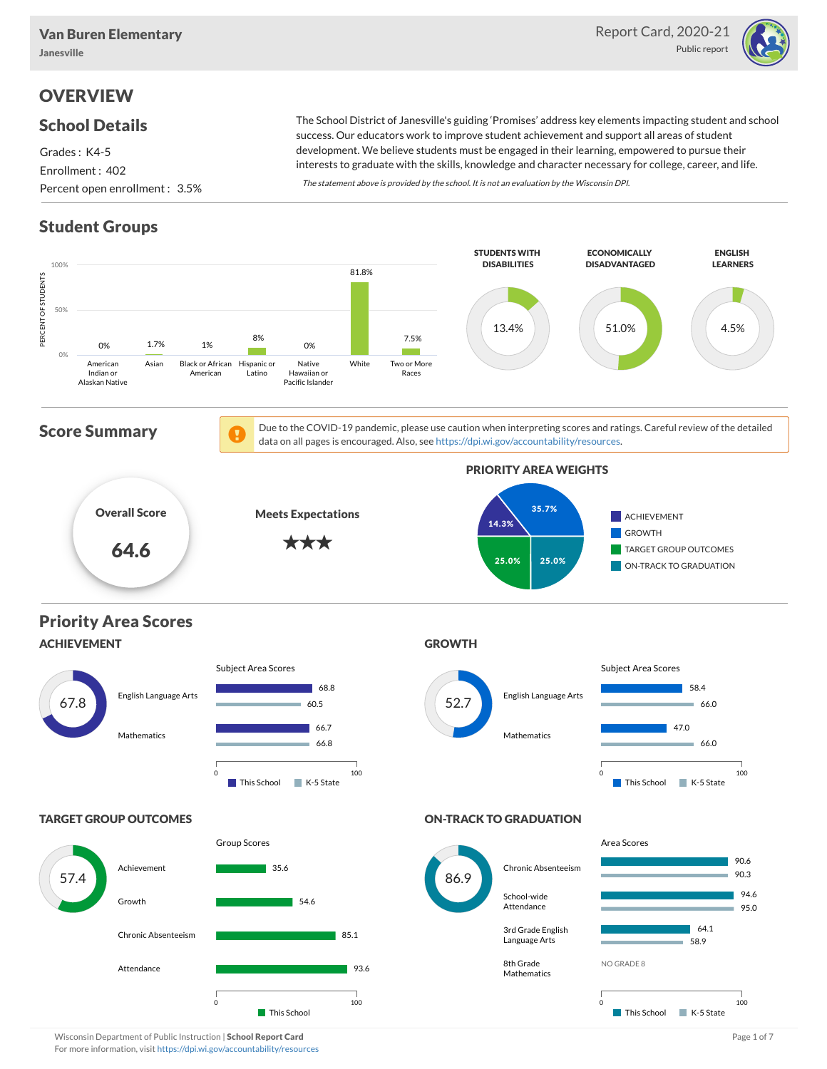**Van Buren Elementary**
Janesville

Report Card, 2020-21
Public report

# OVERVIEW

## School Details

Grades : K4-5
Enrollment : 402
Percent open enrollment : 3.5%

The School District of Janesville's guiding 'Promises' address key elements impacting student and school success. Our educators work to improve student achievement and support all areas of student development. We believe students must be engaged in their learning, empowered to pursue their interests to graduate with the skills, knowledge and character necessary for college, career, and life.

*The statement above is provided by the school. It is not an evaluation by the Wisconsin DPI.*

## Student Groups

| Group | Percent of Students |
|---|---|
| American Indian or Alaskan Native | 0% |
| Asian | 1.7% |
| Black or African American | 1% |
| Hispanic or Latino | 8% |
| Native Hawaiian or Pacific Islander | 0% |
| White | 81.8% |
| Two or More Races | 7.5% |

| STUDENTS WITH DISABILITIES | ECONOMICALLY DISADVANTAGED | ENGLISH LEARNERS |
|---|---|---|
| 13.4% | 51.0% | 4.5% |

## Score Summary

Due to the COVID-19 pandemic, please use caution when interpreting scores and ratings. Careful review of the detailed data on all pages is encouraged. Also, see https://dpi.wi.gov/accountability/resources.

**Overall Score**
64.6

**Meets Expectations**
★★★

**PRIORITY AREA WEIGHTS**

| Priority Area | Weight |
|---|---|
| ACHIEVEMENT | 14.3% |
| GROWTH | 35.7% |
| TARGET GROUP OUTCOMES | 25.0% |
| ON-TRACK TO GRADUATION | 25.0% |

## Priority Area Scores

### ACHIEVEMENT

Score: 67.8

Subject Area Scores

| Subject | This School | K-5 State |
|---|---|---|
| English Language Arts | 68.8 | 60.5 |
| Mathematics | 66.7 | 66.8 |

### GROWTH

Score: 52.7

Subject Area Scores

| Subject | This School | K-5 State |
|---|---|---|
| English Language Arts | 58.4 | 66.0 |
| Mathematics | 47.0 | 66.0 |

### TARGET GROUP OUTCOMES

Score: 57.4

Group Scores

| Group | This School |
|---|---|
| Achievement | 35.6 |
| Growth | 54.6 |
| Chronic Absenteeism | 85.1 |
| Attendance | 93.6 |

### ON-TRACK TO GRADUATION

Score: 86.9

Area Scores

| Area | This School | K-5 State |
|---|---|---|
| Chronic Absenteeism | 90.6 | 90.3 |
| School-wide Attendance | 94.6 | 95.0 |
| 3rd Grade English Language Arts | 64.1 | 58.9 |
| 8th Grade Mathematics | NO GRADE 8 | |

Wisconsin Department of Public Instruction | **School Report Card**
For more information, visit https://dpi.wi.gov/accountability/resources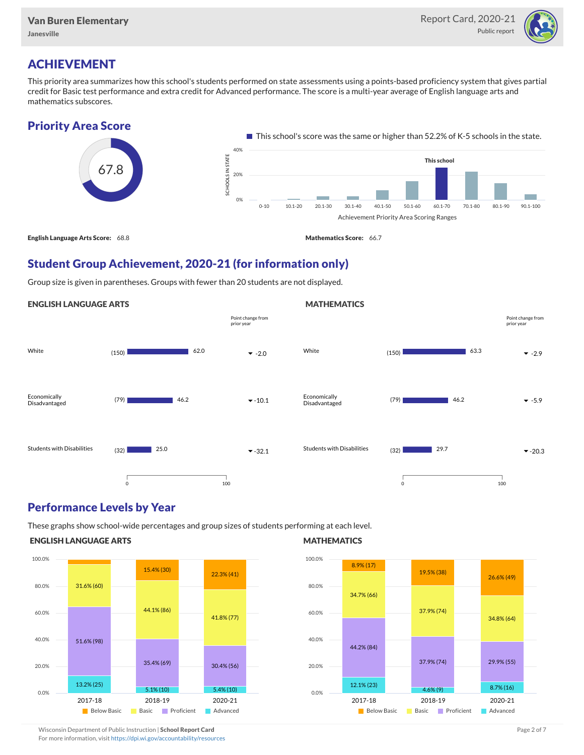## ACHIEVEMENT

This priority area summarizes how this school's students performed on state assessments using a points-based proficiency system that gives partial credit for Basic test performance and extra credit for Advanced performance. The score is a multi-year average of English language arts and mathematics subscores.

### Priority Area Score

67.8

This school's score was the same or higher than 52.2% of K-5 schools in the state.

**English Language Arts Score:** 68.8

**Mathematics Score:** 66.7

### Student Group Achievement, 2020-21 (for information only)

Group size is given in parentheses. Groups with fewer than 20 students are not displayed.

#### ENGLISH LANGUAGE ARTS

| Group | Size | Score | Point change from prior year |
|---|---|---|---|
| White | (150) | 62.0 | -2.0 |
| Economically Disadvantaged | (79) | 46.2 | -10.1 |
| Students with Disabilities | (32) | 25.0 | -32.1 |

#### MATHEMATICS

| Group | Size | Score | Point change from prior year |
|---|---|---|---|
| White | (150) | 63.3 | -2.9 |
| Economically Disadvantaged | (79) | 46.2 | -5.9 |
| Students with Disabilities | (32) | 29.7 | -20.3 |

### Performance Levels by Year

These graphs show school-wide percentages and group sizes of students performing at each level.

#### ENGLISH LANGUAGE ARTS

| Level | 2017-18 | 2018-19 | 2020-21 |
|---|---|---|---|
| Below Basic | | 15.4% (30) | 22.3% (41) |
| Basic | 31.6% (60) | 44.1% (86) | 41.8% (77) |
| Proficient | 51.6% (98) | 35.4% (69) | 30.4% (56) |
| Advanced | 13.2% (25) | 5.1% (10) | 5.4% (10) |

#### MATHEMATICS

| Level | 2017-18 | 2018-19 | 2020-21 |
|---|---|---|---|
| Below Basic | 8.9% (17) | 19.5% (38) | 26.6% (49) |
| Basic | 34.7% (66) | 37.9% (74) | 34.8% (64) |
| Proficient | 44.2% (84) | 37.9% (74) | 29.9% (55) |
| Advanced | 12.1% (23) | 4.6% (9) | 8.7% (16) |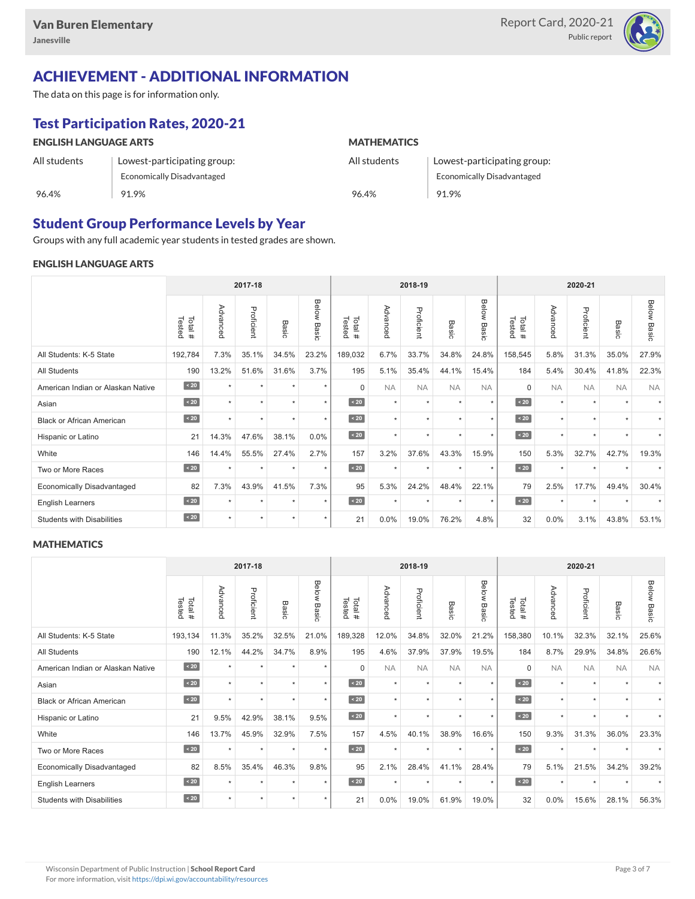## ACHIEVEMENT - ADDITIONAL INFORMATION

The data on this page is for information only.

### Test Participation Rates, 2020-21

**ENGLISH LANGUAGE ARTS**

| All students | Lowest-participating group: Economically Disadvantaged |
|---|---|
| 96.4% | 91.9% |

**MATHEMATICS**

| All students | Lowest-participating group: Economically Disadvantaged |
|---|---|
| 96.4% | 91.9% |

### Student Group Performance Levels by Year

Groups with any full academic year students in tested grades are shown.

**ENGLISH LANGUAGE ARTS**

| | 2017-18 | | | | | 2018-19 | | | | | 2020-21 | | | | |
|---|---|---|---|---|---|---|---|---|---|---|---|---|---|---|---|
| | Total # Tested | Advanced | Proficient | Basic | Below Basic | Total # Tested | Advanced | Proficient | Basic | Below Basic | Total # Tested | Advanced | Proficient | Basic | Below Basic |
| All Students: K-5 State | 192,784 | 7.3% | 35.1% | 34.5% | 23.2% | 189,032 | 6.7% | 33.7% | 34.8% | 24.8% | 158,545 | 5.8% | 31.3% | 35.0% | 27.9% |
| All Students | 190 | 13.2% | 51.6% | 31.6% | 3.7% | 195 | 5.1% | 35.4% | 44.1% | 15.4% | 184 | 5.4% | 30.4% | 41.8% | 22.3% |
| American Indian or Alaskan Native | < 20 | * | * | * | * | 0 | NA | NA | NA | NA | 0 | NA | NA | NA | NA |
| Asian | < 20 | * | * | * | * | < 20 | * | * | * | * | < 20 | * | * | * | * |
| Black or African American | < 20 | * | * | * | * | < 20 | * | * | * | * | < 20 | * | * | * | * |
| Hispanic or Latino | 21 | 14.3% | 47.6% | 38.1% | 0.0% | < 20 | * | * | * | * | < 20 | * | * | * | * |
| White | 146 | 14.4% | 55.5% | 27.4% | 2.7% | 157 | 3.2% | 37.6% | 43.3% | 15.9% | 150 | 5.3% | 32.7% | 42.7% | 19.3% |
| Two or More Races | < 20 | * | * | * | * | < 20 | * | * | * | * | < 20 | * | * | * | * |
| Economically Disadvantaged | 82 | 7.3% | 43.9% | 41.5% | 7.3% | 95 | 5.3% | 24.2% | 48.4% | 22.1% | 79 | 2.5% | 17.7% | 49.4% | 30.4% |
| English Learners | < 20 | * | * | * | * | < 20 | * | * | * | * | < 20 | * | * | * | * |
| Students with Disabilities | < 20 | * | * | * | * | 21 | 0.0% | 19.0% | 76.2% | 4.8% | 32 | 0.0% | 3.1% | 43.8% | 53.1% |

**MATHEMATICS**

| | 2017-18 | | | | | 2018-19 | | | | | 2020-21 | | | | |
|---|---|---|---|---|---|---|---|---|---|---|---|---|---|---|---|
| | Total # Tested | Advanced | Proficient | Basic | Below Basic | Total # Tested | Advanced | Proficient | Basic | Below Basic | Total # Tested | Advanced | Proficient | Basic | Below Basic |
| All Students: K-5 State | 193,134 | 11.3% | 35.2% | 32.5% | 21.0% | 189,328 | 12.0% | 34.8% | 32.0% | 21.2% | 158,380 | 10.1% | 32.3% | 32.1% | 25.6% |
| All Students | 190 | 12.1% | 44.2% | 34.7% | 8.9% | 195 | 4.6% | 37.9% | 37.9% | 19.5% | 184 | 8.7% | 29.9% | 34.8% | 26.6% |
| American Indian or Alaskan Native | < 20 | * | * | * | * | 0 | NA | NA | NA | NA | 0 | NA | NA | NA | NA |
| Asian | < 20 | * | * | * | * | < 20 | * | * | * | * | < 20 | * | * | * | * |
| Black or African American | < 20 | * | * | * | * | < 20 | * | * | * | * | < 20 | * | * | * | * |
| Hispanic or Latino | 21 | 9.5% | 42.9% | 38.1% | 9.5% | < 20 | * | * | * | * | < 20 | * | * | * | * |
| White | 146 | 13.7% | 45.9% | 32.9% | 7.5% | 157 | 4.5% | 40.1% | 38.9% | 16.6% | 150 | 9.3% | 31.3% | 36.0% | 23.3% |
| Two or More Races | < 20 | * | * | * | * | < 20 | * | * | * | * | < 20 | * | * | * | * |
| Economically Disadvantaged | 82 | 8.5% | 35.4% | 46.3% | 9.8% | 95 | 2.1% | 28.4% | 41.1% | 28.4% | 79 | 5.1% | 21.5% | 34.2% | 39.2% |
| English Learners | < 20 | * | * | * | * | < 20 | * | * | * | * | < 20 | * | * | * | * |
| Students with Disabilities | < 20 | * | * | * | * | 21 | 0.0% | 19.0% | 61.9% | 19.0% | 32 | 0.0% | 15.6% | 28.1% | 56.3% |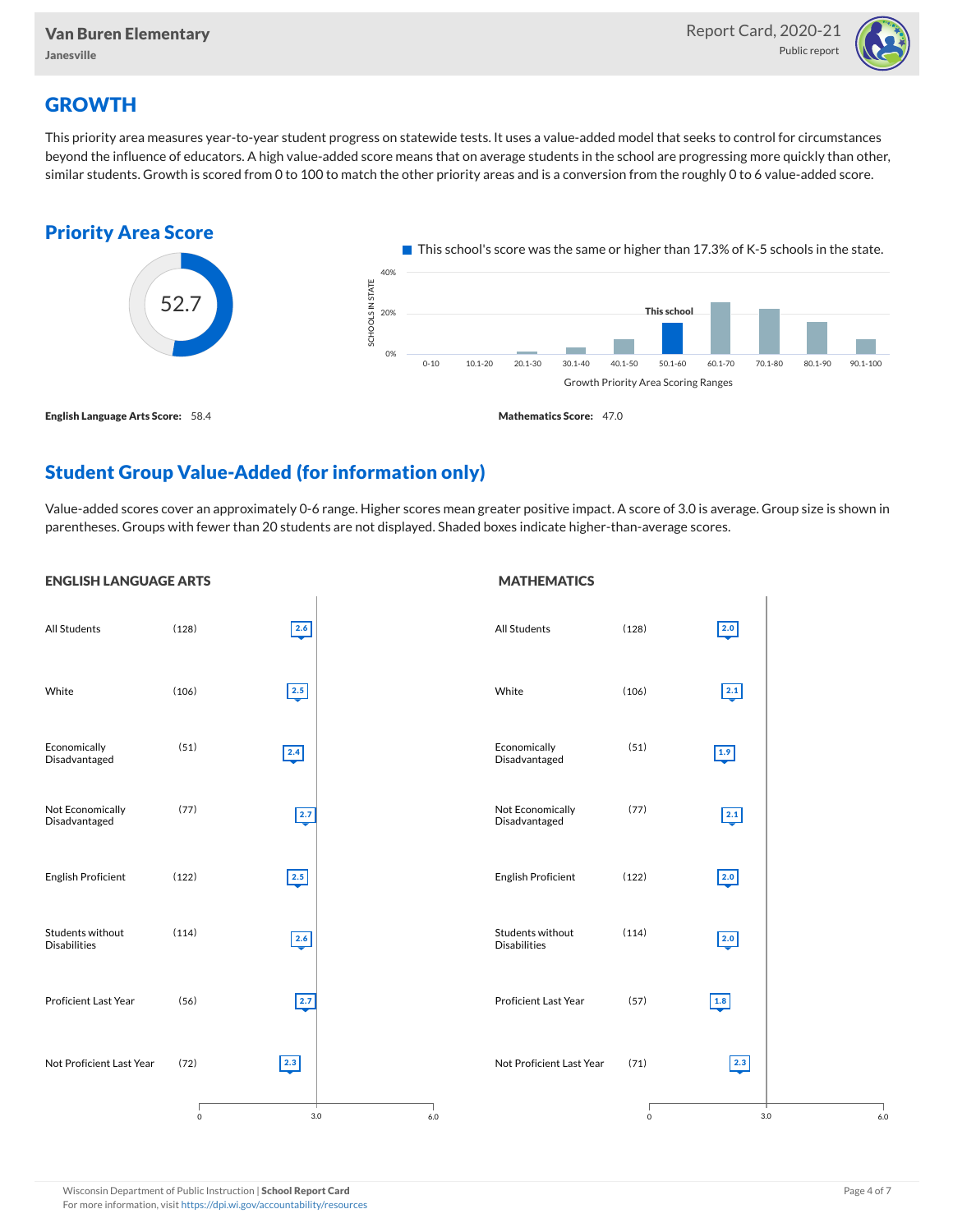# GROWTH

This priority area measures year-to-year student progress on statewide tests. It uses a value-added model that seeks to control for circumstances beyond the influence of educators. A high value-added score means that on average students in the school are progressing more quickly than other, similar students. Growth is scored from 0 to 100 to match the other priority areas and is a conversion from the roughly 0 to 6 value-added score.

## Priority Area Score

52.7

This school's score was the same or higher than 17.3% of K-5 schools in the state.

Growth Priority Area Scoring Ranges: 0-10, 10.1-20, 20.1-30, 30.1-40, 40.1-50, 50.1-60 (This school), 60.1-70, 70.1-80, 80.1-90, 90.1-100

**English Language Arts Score:** 58.4

**Mathematics Score:** 47.0

## Student Group Value-Added (for information only)

Value-added scores cover an approximately 0-6 range. Higher scores mean greater positive impact. A score of 3.0 is average. Group size is shown in parentheses. Groups with fewer than 20 students are not displayed. Shaded boxes indicate higher-than-average scores.

### ENGLISH LANGUAGE ARTS

| Group | Size | Value-Added |
|---|---|---|
| All Students | (128) | 2.6 |
| White | (106) | 2.5 |
| Economically Disadvantaged | (51) | 2.4 |
| Not Economically Disadvantaged | (77) | 2.7 |
| English Proficient | (122) | 2.5 |
| Students without Disabilities | (114) | 2.6 |
| Proficient Last Year | (56) | 2.7 |
| Not Proficient Last Year | (72) | 2.3 |

### MATHEMATICS

| Group | Size | Value-Added |
|---|---|---|
| All Students | (128) | 2.0 |
| White | (106) | 2.1 |
| Economically Disadvantaged | (51) | 1.9 |
| Not Economically Disadvantaged | (77) | 2.1 |
| English Proficient | (122) | 2.0 |
| Students without Disabilities | (114) | 2.0 |
| Proficient Last Year | (57) | 1.8 |
| Not Proficient Last Year | (71) | 2.3 |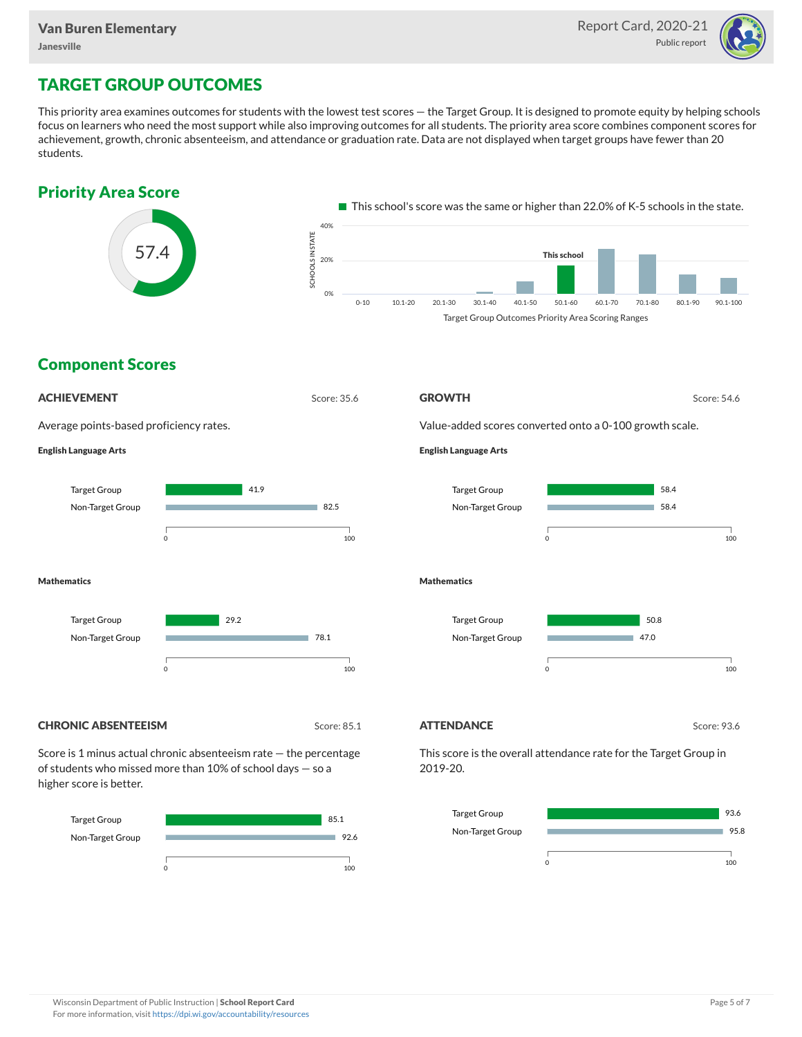# TARGET GROUP OUTCOMES

This priority area examines outcomes for students with the lowest test scores — the Target Group. It is designed to promote equity by helping schools focus on learners who need the most support while also improving outcomes for all students. The priority area score combines component scores for achievement, growth, chronic absenteeism, and attendance or graduation rate. Data are not displayed when target groups have fewer than 20 students.

## Priority Area Score

57.4

This school's score was the same or higher than 22.0% of K-5 schools in the state.

Target Group Outcomes Priority Area Scoring Ranges (This school: 50.1-60)

## Component Scores

### ACHIEVEMENT

Score: 35.6

Average points-based proficiency rates.

**English Language Arts**

| Group | Score |
|---|---|
| Target Group | 41.9 |
| Non-Target Group | 82.5 |

**Mathematics**

| Group | Score |
|---|---|
| Target Group | 29.2 |
| Non-Target Group | 78.1 |

### GROWTH

Score: 54.6

Value-added scores converted onto a 0-100 growth scale.

**English Language Arts**

| Group | Score |
|---|---|
| Target Group | 58.4 |
| Non-Target Group | 58.4 |

**Mathematics**

| Group | Score |
|---|---|
| Target Group | 50.8 |
| Non-Target Group | 47.0 |

### CHRONIC ABSENTEEISM

Score: 85.1

Score is 1 minus actual chronic absenteeism rate — the percentage of students who missed more than 10% of school days — so a higher score is better.

| Group | Score |
|---|---|
| Target Group | 85.1 |
| Non-Target Group | 92.6 |

### ATTENDANCE

Score: 93.6

This score is the overall attendance rate for the Target Group in 2019-20.

| Group | Score |
|---|---|
| Target Group | 93.6 |
| Non-Target Group | 95.8 |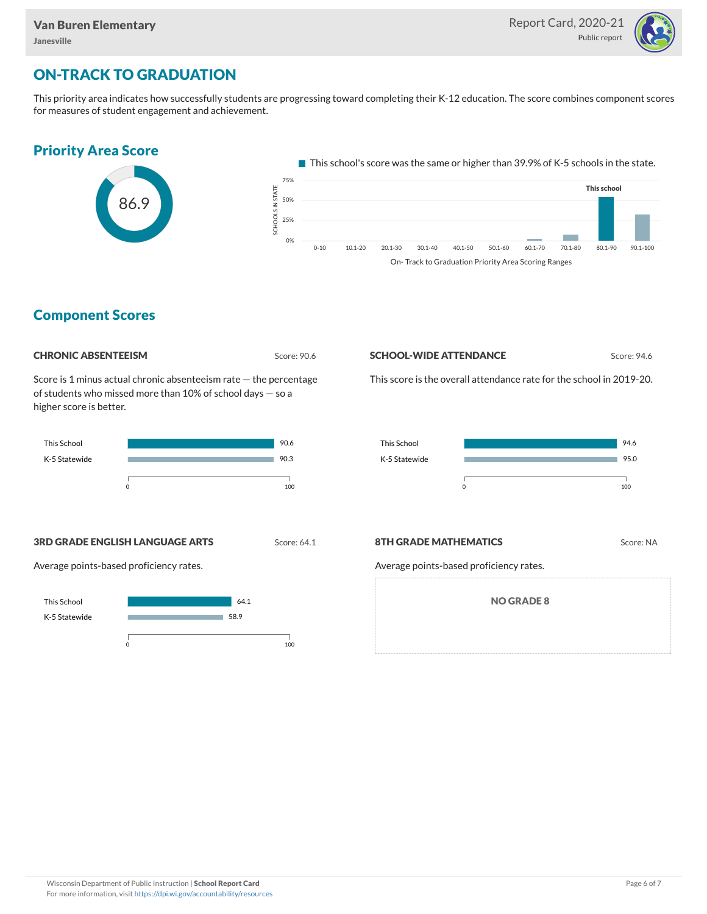## ON-TRACK TO GRADUATION

This priority area indicates how successfully students are progressing toward completing their K-12 education. The score combines component scores for measures of student engagement and achievement.

### Priority Area Score

86.9

This school's score was the same or higher than 39.9% of K-5 schools in the state.

### Component Scores

#### CHRONIC ABSENTEEISM

Score: 90.6

Score is 1 minus actual chronic absenteeism rate — the percentage of students who missed more than 10% of school days — so a higher score is better.

| | Score |
|---|---|
| This School | 90.6 |
| K-5 Statewide | 90.3 |

#### SCHOOL-WIDE ATTENDANCE

Score: 94.6

This score is the overall attendance rate for the school in 2019-20.

| | Score |
|---|---|
| This School | 94.6 |
| K-5 Statewide | 95.0 |

#### 3RD GRADE ENGLISH LANGUAGE ARTS

Score: 64.1

Average points-based proficiency rates.

| | Score |
|---|---|
| This School | 64.1 |
| K-5 Statewide | 58.9 |

#### 8TH GRADE MATHEMATICS

Score: NA

Average points-based proficiency rates.

NO GRADE 8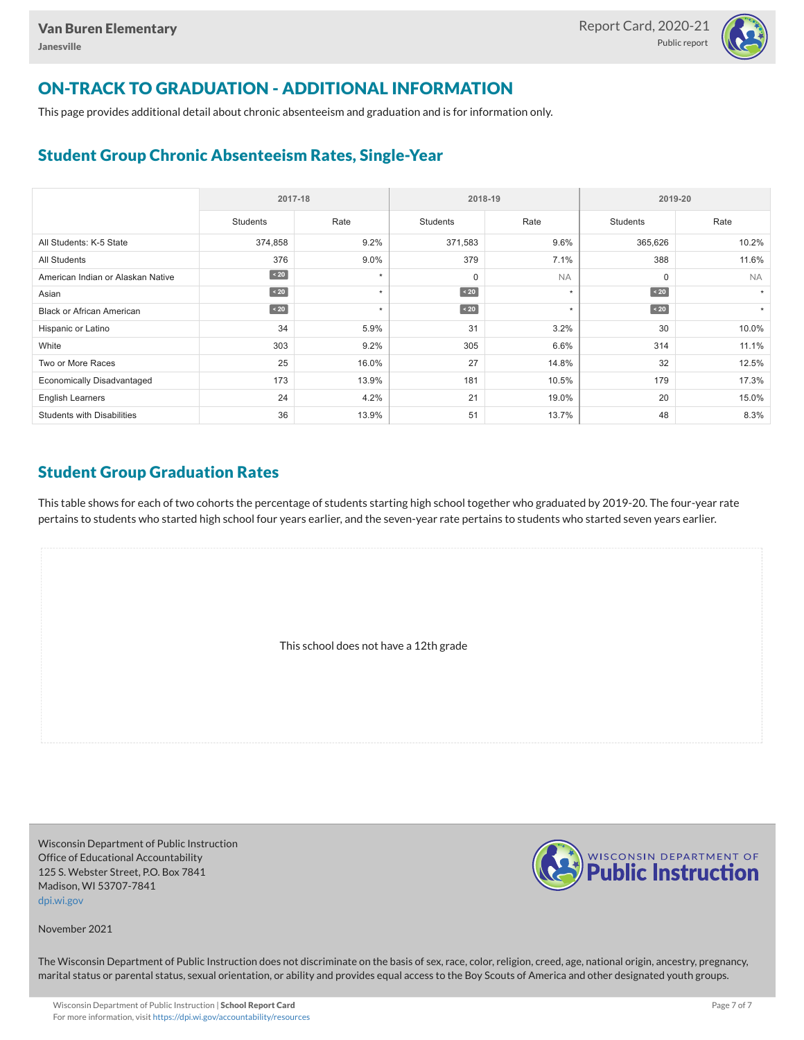Van Buren Elementary
Janesville

Report Card, 2020-21
Public report

# ON-TRACK TO GRADUATION - ADDITIONAL INFORMATION

This page provides additional detail about chronic absenteeism and graduation and is for information only.

## Student Group Chronic Absenteeism Rates, Single-Year

| | 2017-18 | | 2018-19 | | 2019-20 | |
|---|---|---|---|---|---|---|
| | Students | Rate | Students | Rate | Students | Rate |
| All Students: K-5 State | 374,858 | 9.2% | 371,583 | 9.6% | 365,626 | 10.2% |
| All Students | 376 | 9.0% | 379 | 7.1% | 388 | 11.6% |
| American Indian or Alaskan Native | < 20 | * | 0 | NA | 0 | NA |
| Asian | < 20 | * | < 20 | * | < 20 | * |
| Black or African American | < 20 | * | < 20 | * | < 20 | * |
| Hispanic or Latino | 34 | 5.9% | 31 | 3.2% | 30 | 10.0% |
| White | 303 | 9.2% | 305 | 6.6% | 314 | 11.1% |
| Two or More Races | 25 | 16.0% | 27 | 14.8% | 32 | 12.5% |
| Economically Disadvantaged | 173 | 13.9% | 181 | 10.5% | 179 | 17.3% |
| English Learners | 24 | 4.2% | 21 | 19.0% | 20 | 15.0% |
| Students with Disabilities | 36 | 13.9% | 51 | 13.7% | 48 | 8.3% |

## Student Group Graduation Rates

This table shows for each of two cohorts the percentage of students starting high school together who graduated by 2019-20. The four-year rate pertains to students who started high school four years earlier, and the seven-year rate pertains to students who started seven years earlier.

This school does not have a 12th grade

Wisconsin Department of Public Instruction
Office of Educational Accountability
125 S. Webster Street, P.O. Box 7841
Madison, WI 53707-7841
dpi.wi.gov

November 2021

The Wisconsin Department of Public Instruction does not discriminate on the basis of sex, race, color, religion, creed, age, national origin, ancestry, pregnancy, marital status or parental status, sexual orientation, or ability and provides equal access to the Boy Scouts of America and other designated youth groups.